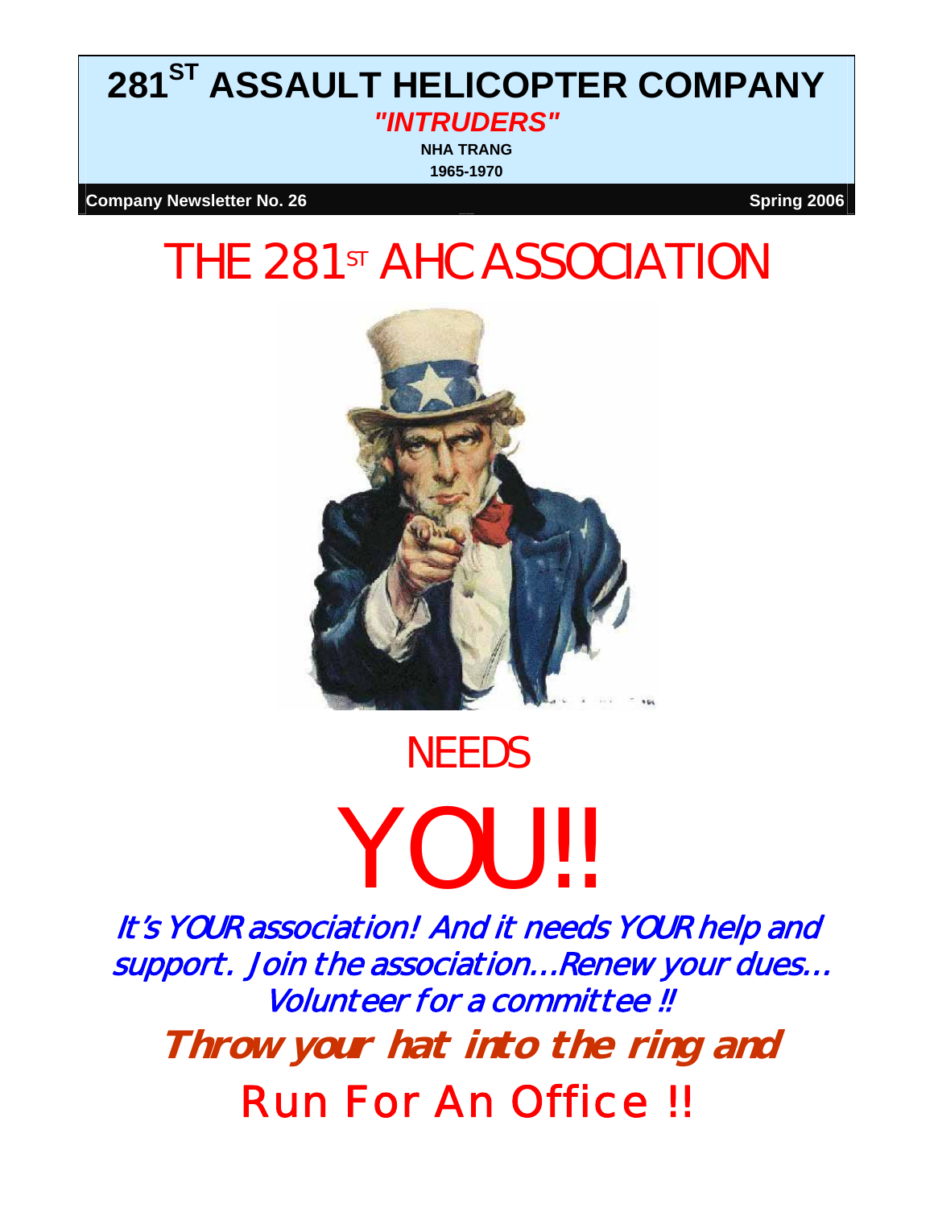# 281ST ASSAULT HELICOPTER COMPANY

***"INTRUDERS"***

**NHA TRANG**

**1965-1970**

**Company Newsletter No. 26** **Spring 2006**

# THE 281ST AHC ASSOCIATION

# NEEDS

# YOU!!

*It's YOUR association! And it needs YOUR help and support. Join the association...Renew your dues... Volunteer for a committee !!*

***Throw your hat into the ring and***

## Run For An Office !!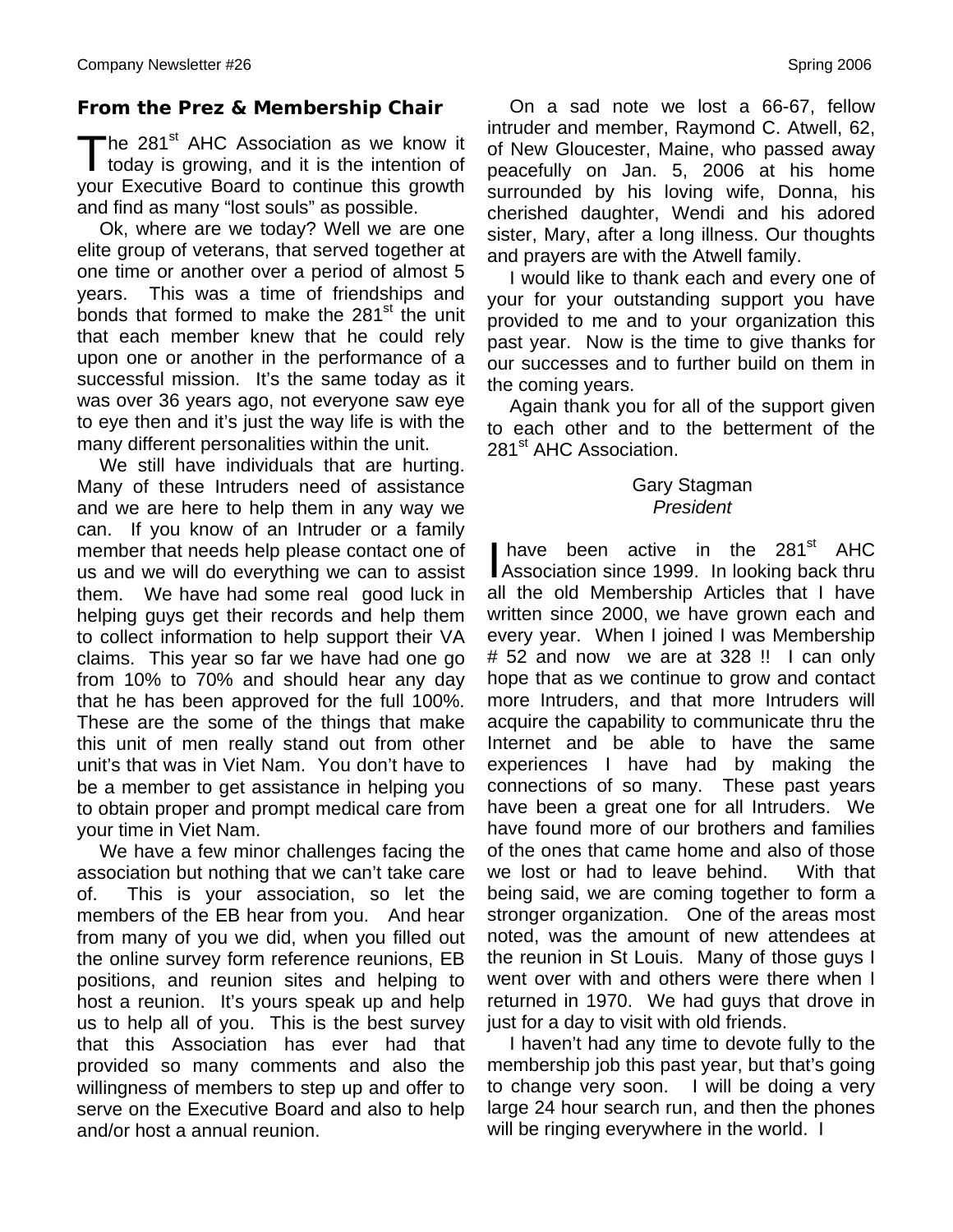## From the Prez & Membership Chair

The 281st AHC Association as we know it today is growing, and it is the intention of your Executive Board to continue this growth and find as many "lost souls" as possible.

Ok, where are we today? Well we are one elite group of veterans, that served together at one time or another over a period of almost 5 years. This was a time of friendships and bonds that formed to make the 281st the unit that each member knew that he could rely upon one or another in the performance of a successful mission. It's the same today as it was over 36 years ago, not everyone saw eye to eye then and it's just the way life is with the many different personalities within the unit.

We still have individuals that are hurting. Many of these Intruders need of assistance and we are here to help them in any way we can. If you know of an Intruder or a family member that needs help please contact one of us and we will do everything we can to assist them. We have had some real good luck in helping guys get their records and help them to collect information to help support their VA claims. This year so far we have had one go from 10% to 70% and should hear any day that he has been approved for the full 100%. These are the some of the things that make this unit of men really stand out from other unit's that was in Viet Nam. You don't have to be a member to get assistance in helping you to obtain proper and prompt medical care from your time in Viet Nam.

We have a few minor challenges facing the association but nothing that we can't take care of. This is your association, so let the members of the EB hear from you. And hear from many of you we did, when you filled out the online survey form reference reunions, EB positions, and reunion sites and helping to host a reunion. It's yours speak up and help us to help all of you. This is the best survey that this Association has ever had that provided so many comments and also the willingness of members to step up and offer to serve on the Executive Board and also to help and/or host a annual reunion.

On a sad note we lost a 66-67, fellow intruder and member, Raymond C. Atwell, 62, of New Gloucester, Maine, who passed away peacefully on Jan. 5, 2006 at his home surrounded by his loving wife, Donna, his cherished daughter, Wendi and his adored sister, Mary, after a long illness. Our thoughts and prayers are with the Atwell family.

I would like to thank each and every one of your for your outstanding support you have provided to me and to your organization this past year. Now is the time to give thanks for our successes and to further build on them in the coming years.

Again thank you for all of the support given to each other and to the betterment of the 281st AHC Association.

Gary Stagman
*President*

I have been active in the 281st AHC Association since 1999. In looking back thru all the old Membership Articles that I have written since 2000, we have grown each and every year. When I joined I was Membership # 52 and now we are at 328 !! I can only hope that as we continue to grow and contact more Intruders, and that more Intruders will acquire the capability to communicate thru the Internet and be able to have the same experiences I have had by making the connections of so many. These past years have been a great one for all Intruders. We have found more of our brothers and families of the ones that came home and also of those we lost or had to leave behind. With that being said, we are coming together to form a stronger organization. One of the areas most noted, was the amount of new attendees at the reunion in St Louis. Many of those guys I went over with and others were there when I returned in 1970. We had guys that drove in just for a day to visit with old friends.

I haven't had any time to devote fully to the membership job this past year, but that's going to change very soon. I will be doing a very large 24 hour search run, and then the phones will be ringing everywhere in the world. I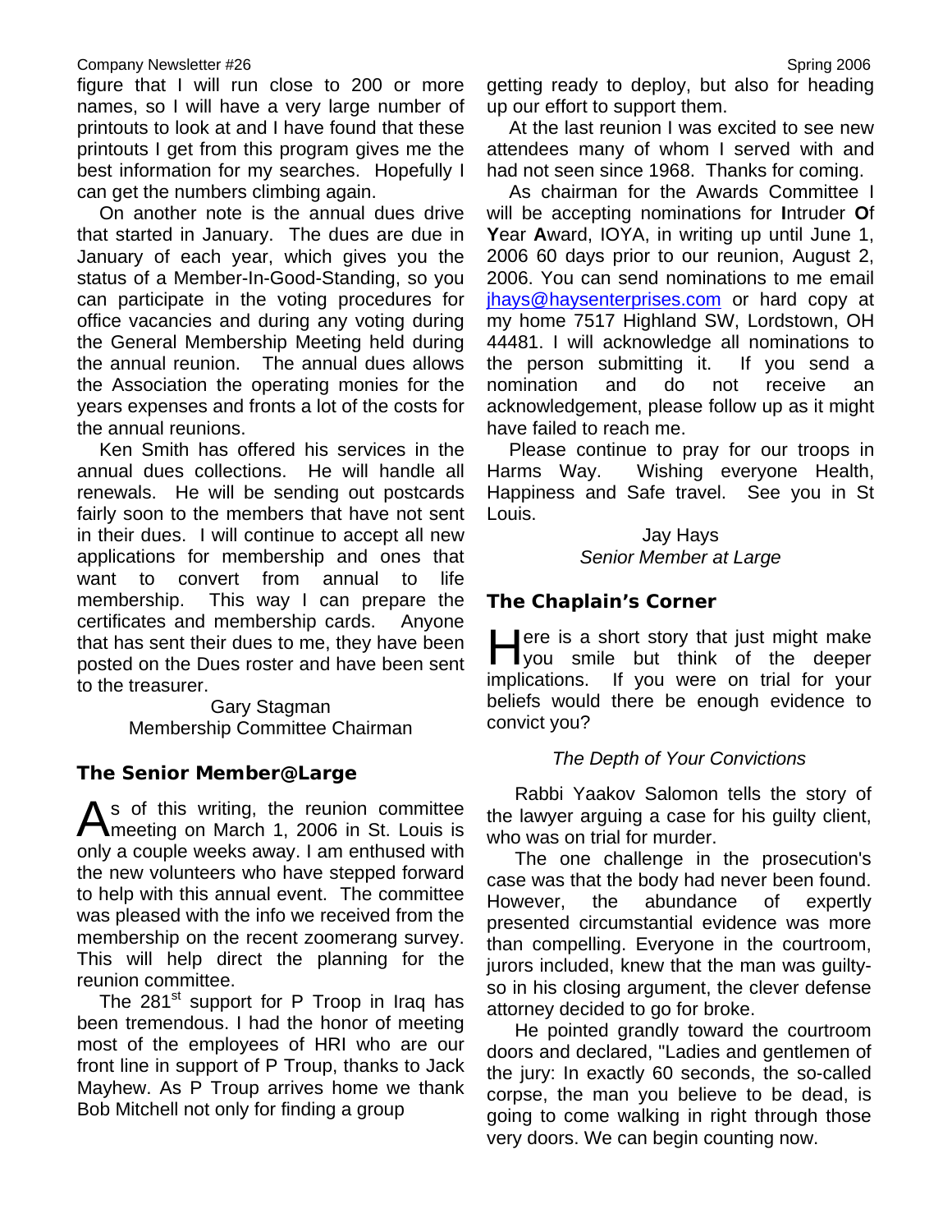figure that I will run close to 200 or more names, so I will have a very large number of printouts to look at and I have found that these printouts I get from this program gives me the best information for my searches. Hopefully I can get the numbers climbing again.

On another note is the annual dues drive that started in January. The dues are due in January of each year, which gives you the status of a Member-In-Good-Standing, so you can participate in the voting procedures for office vacancies and during any voting during the General Membership Meeting held during the annual reunion. The annual dues allows the Association the operating monies for the years expenses and fronts a lot of the costs for the annual reunions.

Ken Smith has offered his services in the annual dues collections. He will handle all renewals. He will be sending out postcards fairly soon to the members that have not sent in their dues. I will continue to accept all new applications for membership and ones that want to convert from annual to life membership. This way I can prepare the certificates and membership cards. Anyone that has sent their dues to me, they have been posted on the Dues roster and have been sent to the treasurer.

Gary Stagman
Membership Committee Chairman

## The Senior Member@Large

As of this writing, the reunion committee meeting on March 1, 2006 in St. Louis is only a couple weeks away. I am enthused with the new volunteers who have stepped forward to help with this annual event. The committee was pleased with the info we received from the membership on the recent zoomerang survey. This will help direct the planning for the reunion committee.

The 281st support for P Troop in Iraq has been tremendous. I had the honor of meeting most of the employees of HRI who are our front line in support of P Troup, thanks to Jack Mayhew. As P Troup arrives home we thank Bob Mitchell not only for finding a group getting ready to deploy, but also for heading up our effort to support them.

At the last reunion I was excited to see new attendees many of whom I served with and had not seen since 1968. Thanks for coming.

As chairman for the Awards Committee I will be accepting nominations for **I**ntruder **O**f **Y**ear **A**ward, IOYA, in writing up until June 1, 2006 60 days prior to our reunion, August 2, 2006. You can send nominations to me email jhays@haysenterprises.com or hard copy at my home 7517 Highland SW, Lordstown, OH 44481. I will acknowledge all nominations to the person submitting it. If you send a nomination and do not receive an acknowledgement, please follow up as it might have failed to reach me.

Please continue to pray for our troops in Harms Way. Wishing everyone Health, Happiness and Safe travel. See you in St Louis.

Jay Hays
*Senior Member at Large*

## The Chaplain's Corner

Here is a short story that just might make you smile but think of the deeper implications. If you were on trial for your beliefs would there be enough evidence to convict you?

*The Depth of Your Convictions*

Rabbi Yaakov Salomon tells the story of the lawyer arguing a case for his guilty client, who was on trial for murder.

The one challenge in the prosecution's case was that the body had never been found. However, the abundance of expertly presented circumstantial evidence was more than compelling. Everyone in the courtroom, jurors included, knew that the man was guilty-so in his closing argument, the clever defense attorney decided to go for broke.

He pointed grandly toward the courtroom doors and declared, "Ladies and gentlemen of the jury: In exactly 60 seconds, the so-called corpse, the man you believe to be dead, is going to come walking in right through those very doors. We can begin counting now.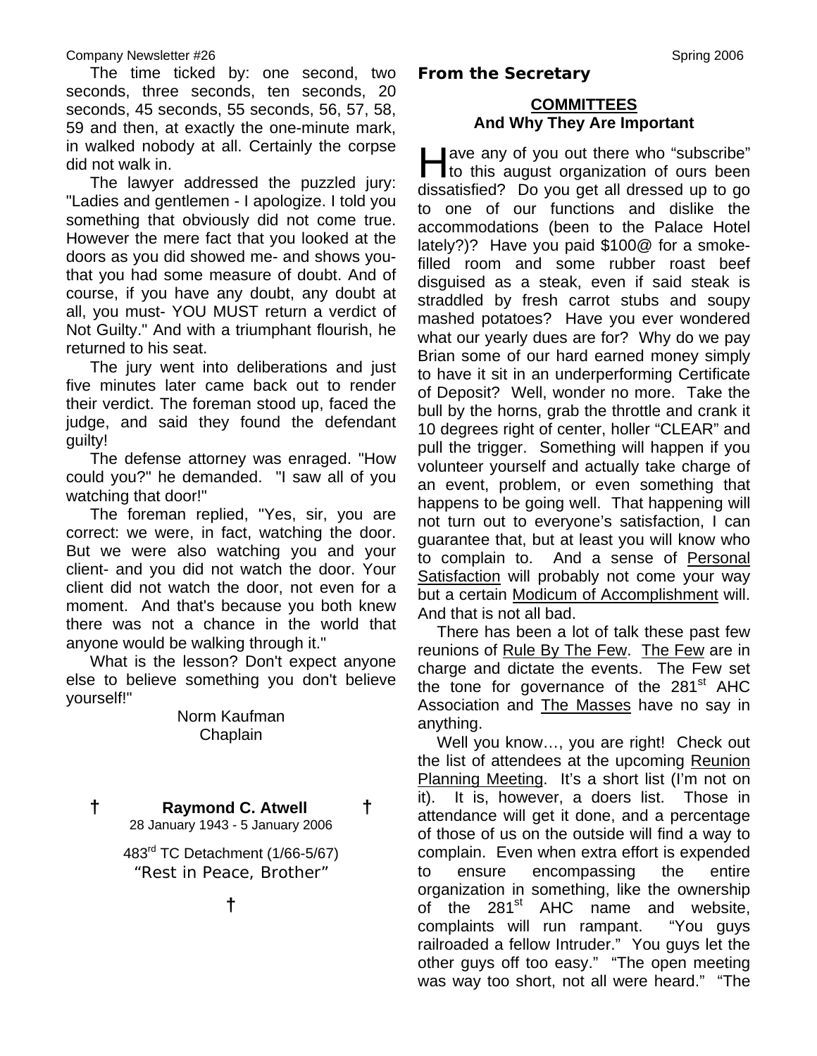The time ticked by: one second, two seconds, three seconds, ten seconds, 20 seconds, 45 seconds, 55 seconds, 56, 57, 58, 59 and then, at exactly the one-minute mark, in walked nobody at all. Certainly the corpse did not walk in.

The lawyer addressed the puzzled jury: "Ladies and gentlemen - I apologize. I told you something that obviously did not come true. However the mere fact that you looked at the doors as you did showed me- and shows you- that you had some measure of doubt. And of course, if you have any doubt, any doubt at all, you must- YOU MUST return a verdict of Not Guilty." And with a triumphant flourish, he returned to his seat.

The jury went into deliberations and just five minutes later came back out to render their verdict. The foreman stood up, faced the judge, and said they found the defendant guilty!

The defense attorney was enraged. "How could you?" he demanded. "I saw all of you watching that door!"

The foreman replied, "Yes, sir, you are correct: we were, in fact, watching the door. But we were also watching you and your client- and you did not watch the door. Your client did not watch the door, not even for a moment. And that's because you both knew there was not a chance in the world that anyone would be walking through it."

What is the lesson? Don't expect anyone else to believe something you don't believe yourself!"

Norm Kaufman
Chaplain

† **Raymond C. Atwell** †

28 January 1943 - 5 January 2006

483rd TC Detachment (1/66-5/67)

"Rest in Peace, Brother"

†

**From the Secretary**

## COMMITTEES
### And Why They Are Important

Have any of you out there who "subscribe" to this august organization of ours been dissatisfied? Do you get all dressed up to go to one of our functions and dislike the accommodations (been to the Palace Hotel lately?)? Have you paid $100@ for a smoke-filled room and some rubber roast beef disguised as a steak, even if said steak is straddled by fresh carrot stubs and soupy mashed potatoes? Have you ever wondered what our yearly dues are for? Why do we pay Brian some of our hard earned money simply to have it sit in an underperforming Certificate of Deposit? Well, wonder no more. Take the bull by the horns, grab the throttle and crank it 10 degrees right of center, holler "CLEAR" and pull the trigger. Something will happen if you volunteer yourself and actually take charge of an event, problem, or even something that happens to be going well. That happening will not turn out to everyone's satisfaction, I can guarantee that, but at least you will know who to complain to. And a sense of Personal Satisfaction will probably not come your way but a certain Modicum of Accomplishment will. And that is not all bad.

There has been a lot of talk these past few reunions of Rule By The Few. The Few are in charge and dictate the events. The Few set the tone for governance of the 281st AHC Association and The Masses have no say in anything.

Well you know…, you are right! Check out the list of attendees at the upcoming Reunion Planning Meeting. It's a short list (I'm not on it). It is, however, a doers list. Those in attendance will get it done, and a percentage of those of us on the outside will find a way to complain. Even when extra effort is expended to ensure encompassing the entire organization in something, like the ownership of the 281st AHC name and website, complaints will run rampant. "You guys railroaded a fellow Intruder." You guys let the other guys off too easy." "The open meeting was way too short, not all were heard." "The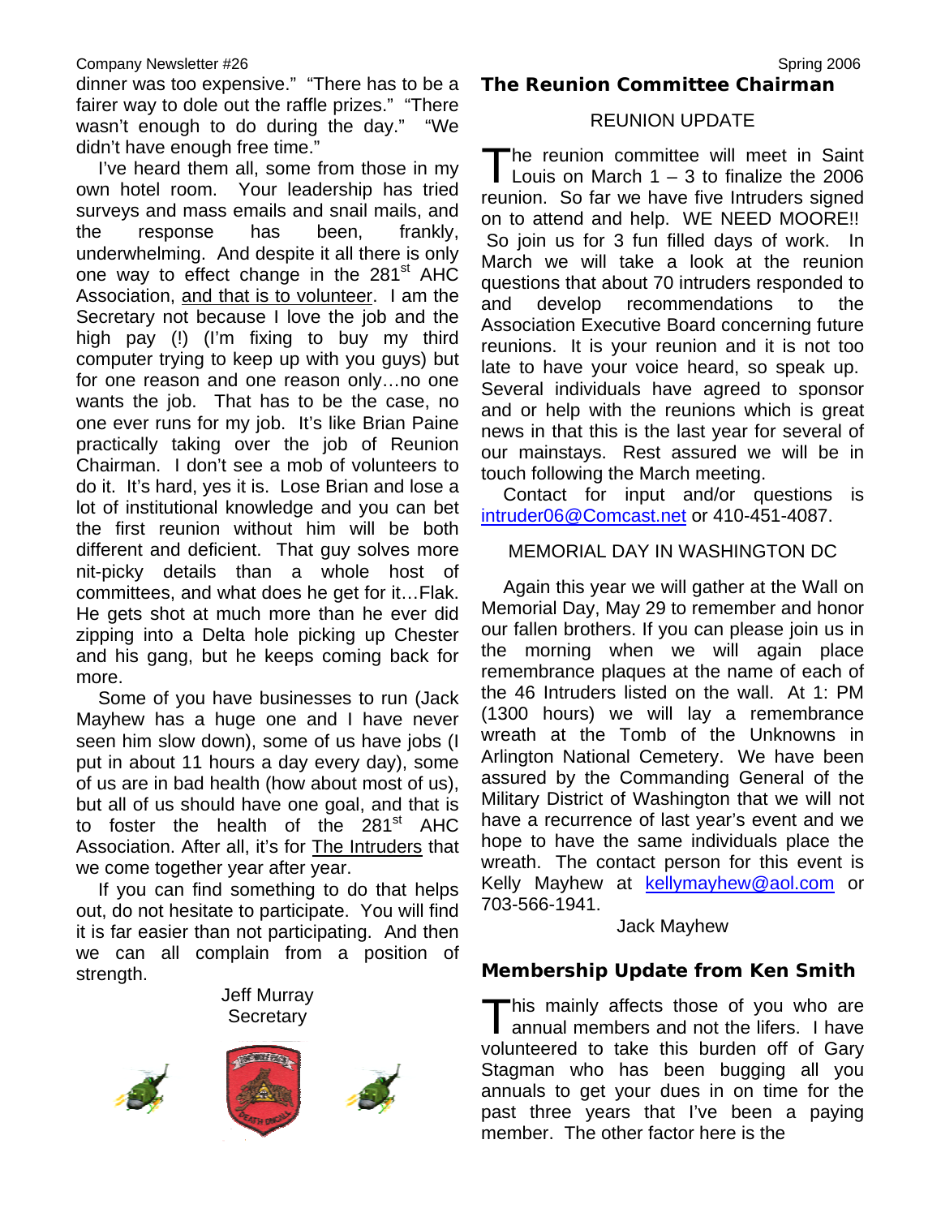dinner was too expensive." "There has to be a fairer way to dole out the raffle prizes." "There wasn't enough to do during the day." "We didn't have enough free time."

I've heard them all, some from those in my own hotel room. Your leadership has tried surveys and mass emails and snail mails, and the response has been, frankly, underwhelming. And despite it all there is only one way to effect change in the 281st AHC Association, <u>and that is to volunteer</u>. I am the Secretary not because I love the job and the high pay (!) (I'm fixing to buy my third computer trying to keep up with you guys) but for one reason and one reason only…no one wants the job. That has to be the case, no one ever runs for my job. It's like Brian Paine practically taking over the job of Reunion Chairman. I don't see a mob of volunteers to do it. It's hard, yes it is. Lose Brian and lose a lot of institutional knowledge and you can bet the first reunion without him will be both different and deficient. That guy solves more nit-picky details than a whole host of committees, and what does he get for it…Flak. He gets shot at much more than he ever did zipping into a Delta hole picking up Chester and his gang, but he keeps coming back for more.

Some of you have businesses to run (Jack Mayhew has a huge one and I have never seen him slow down), some of us have jobs (I put in about 11 hours a day every day), some of us are in bad health (how about most of us), but all of us should have one goal, and that is to foster the health of the 281st AHC Association. After all, it's for <u>The Intruders</u> that we come together year after year.

If you can find something to do that helps out, do not hesitate to participate. You will find it is far easier than not participating. And then we can all complain from a position of strength.

Jeff Murray
Secretary

## The Reunion Committee Chairman

REUNION UPDATE

The reunion committee will meet in Saint Louis on March 1 – 3 to finalize the 2006 reunion. So far we have five Intruders signed on to attend and help. WE NEED MOORE!! So join us for 3 fun filled days of work. In March we will take a look at the reunion questions that about 70 intruders responded to and develop recommendations to the Association Executive Board concerning future reunions. It is your reunion and it is not too late to have your voice heard, so speak up. Several individuals have agreed to sponsor and or help with the reunions which is great news in that this is the last year for several of our mainstays. Rest assured we will be in touch following the March meeting.

Contact for input and/or questions is intruder06@Comcast.net or 410-451-4087.

MEMORIAL DAY IN WASHINGTON DC

Again this year we will gather at the Wall on Memorial Day, May 29 to remember and honor our fallen brothers. If you can please join us in the morning when we will again place remembrance plaques at the name of each of the 46 Intruders listed on the wall. At 1: PM (1300 hours) we will lay a remembrance wreath at the Tomb of the Unknowns in Arlington National Cemetery. We have been assured by the Commanding General of the Military District of Washington that we will not have a recurrence of last year's event and we hope to have the same individuals place the wreath. The contact person for this event is Kelly Mayhew at kellymayhew@aol.com or 703-566-1941.

Jack Mayhew

## Membership Update from Ken Smith

This mainly affects those of you who are annual members and not the lifers. I have volunteered to take this burden off of Gary Stagman who has been bugging all you annuals to get your dues in on time for the past three years that I've been a paying member. The other factor here is the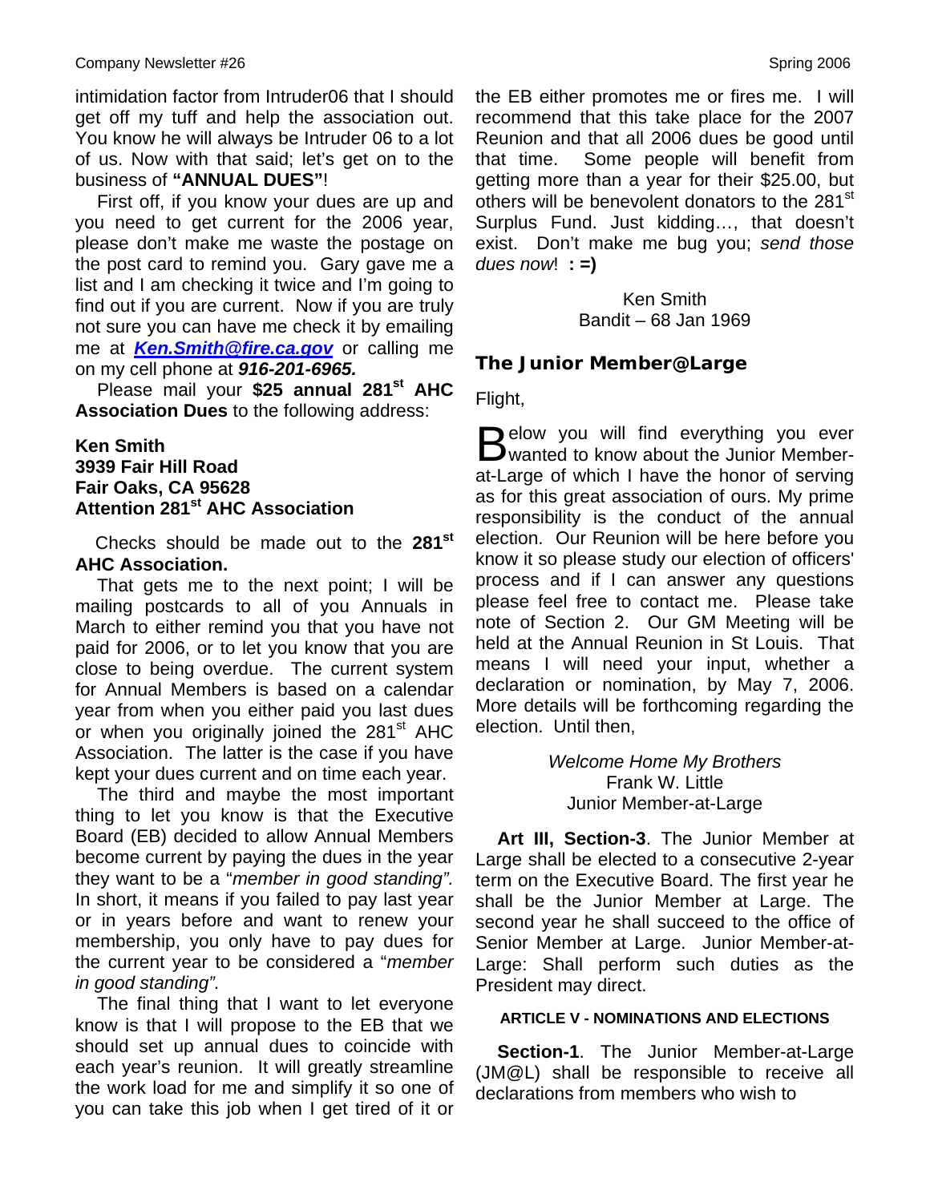intimidation factor from Intruder06 that I should get off my tuff and help the association out. You know he will always be Intruder 06 to a lot of us. Now with that said; let's get on to the business of **"ANNUAL DUES"**!

First off, if you know your dues are up and you need to get current for the 2006 year, please don't make me waste the postage on the post card to remind you. Gary gave me a list and I am checking it twice and I'm going to find out if you are current. Now if you are truly not sure you can have me check it by emailing me at ***Ken.Smith@fire.ca.gov*** or calling me on my cell phone at ***916-201-6965.***

Please mail your **$25 annual 281st AHC Association Dues** to the following address:

**Ken Smith**
**3939 Fair Hill Road**
**Fair Oaks, CA 95628**
**Attention 281st AHC Association**

Checks should be made out to the **281st AHC Association.**

That gets me to the next point; I will be mailing postcards to all of you Annuals in March to either remind you that you have not paid for 2006, or to let you know that you are close to being overdue. The current system for Annual Members is based on a calendar year from when you either paid you last dues or when you originally joined the 281st AHC Association. The latter is the case if you have kept your dues current and on time each year.

The third and maybe the most important thing to let you know is that the Executive Board (EB) decided to allow Annual Members become current by paying the dues in the year they want to be a "*member in good standing".* In short, it means if you failed to pay last year or in years before and want to renew your membership, you only have to pay dues for the current year to be considered a "*member in good standing".*

The final thing that I want to let everyone know is that I will propose to the EB that we should set up annual dues to coincide with each year's reunion. It will greatly streamline the work load for me and simplify it so one of you can take this job when I get tired of it or the EB either promotes me or fires me. I will recommend that this take place for the 2007 Reunion and that all 2006 dues be good until that time. Some people will benefit from getting more than a year for their $25.00, but others will be benevolent donators to the 281st Surplus Fund. Just kidding…, that doesn't exist. Don't make me bug you; *send those dues now*! **: =)**

Ken Smith
Bandit – 68 Jan 1969

## The Junior Member@Large

Flight,

Below you will find everything you ever wanted to know about the Junior Member-at-Large of which I have the honor of serving as for this great association of ours. My prime responsibility is the conduct of the annual election. Our Reunion will be here before you know it so please study our election of officers' process and if I can answer any questions please feel free to contact me. Please take note of Section 2. Our GM Meeting will be held at the Annual Reunion in St Louis. That means I will need your input, whether a declaration or nomination, by May 7, 2006. More details will be forthcoming regarding the election. Until then,

*Welcome Home My Brothers*
Frank W. Little
Junior Member-at-Large

**Art III, Section-3**. The Junior Member at Large shall be elected to a consecutive 2-year term on the Executive Board. The first year he shall be the Junior Member at Large. The second year he shall succeed to the office of Senior Member at Large. Junior Member-at-Large: Shall perform such duties as the President may direct.

**ARTICLE V - NOMINATIONS AND ELECTIONS**

**Section-1**. The Junior Member-at-Large (JM@L) shall be responsible to receive all declarations from members who wish to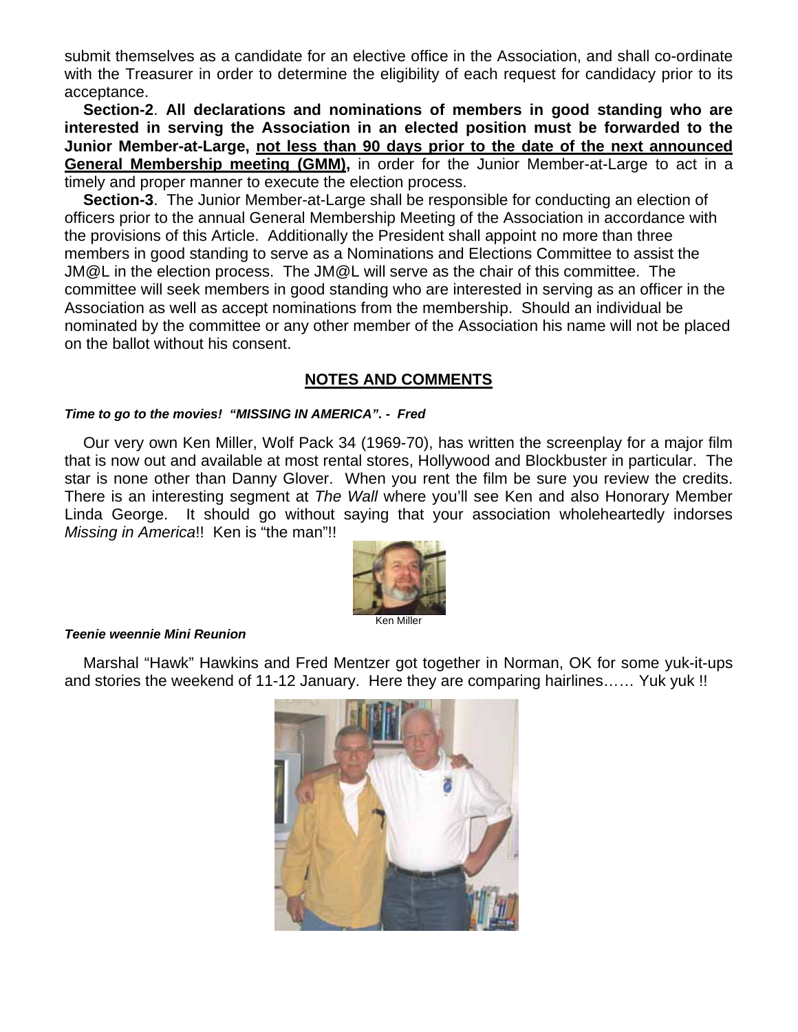submit themselves as a candidate for an elective office in the Association, and shall co-ordinate with the Treasurer in order to determine the eligibility of each request for candidacy prior to its acceptance.

**Section-2**. **All declarations and nominations of members in good standing who are interested in serving the Association in an elected position must be forwarded to the Junior Member-at-Large, not less than 90 days prior to the date of the next announced General Membership meeting (GMM),** in order for the Junior Member-at-Large to act in a timely and proper manner to execute the election process.

**Section-3**. The Junior Member-at-Large shall be responsible for conducting an election of officers prior to the annual General Membership Meeting of the Association in accordance with the provisions of this Article. Additionally the President shall appoint no more than three members in good standing to serve as a Nominations and Elections Committee to assist the JM@L in the election process. The JM@L will serve as the chair of this committee. The committee will seek members in good standing who are interested in serving as an officer in the Association as well as accept nominations from the membership. Should an individual be nominated by the committee or any other member of the Association his name will not be placed on the ballot without his consent.

## NOTES AND COMMENTS

***Time to go to the movies! "MISSING IN AMERICA". - Fred***

Our very own Ken Miller, Wolf Pack 34 (1969-70), has written the screenplay for a major film that is now out and available at most rental stores, Hollywood and Blockbuster in particular. The star is none other than Danny Glover. When you rent the film be sure you review the credits. There is an interesting segment at *The Wall* where you'll see Ken and also Honorary Member Linda George. It should go without saying that your association wholeheartedly indorses *Missing in America*!! Ken is "the man"!!

Ken Miller

***Teenie weennie Mini Reunion***

Marshal "Hawk" Hawkins and Fred Mentzer got together in Norman, OK for some yuk-it-ups and stories the weekend of 11-12 January. Here they are comparing hairlines…… Yuk yuk !!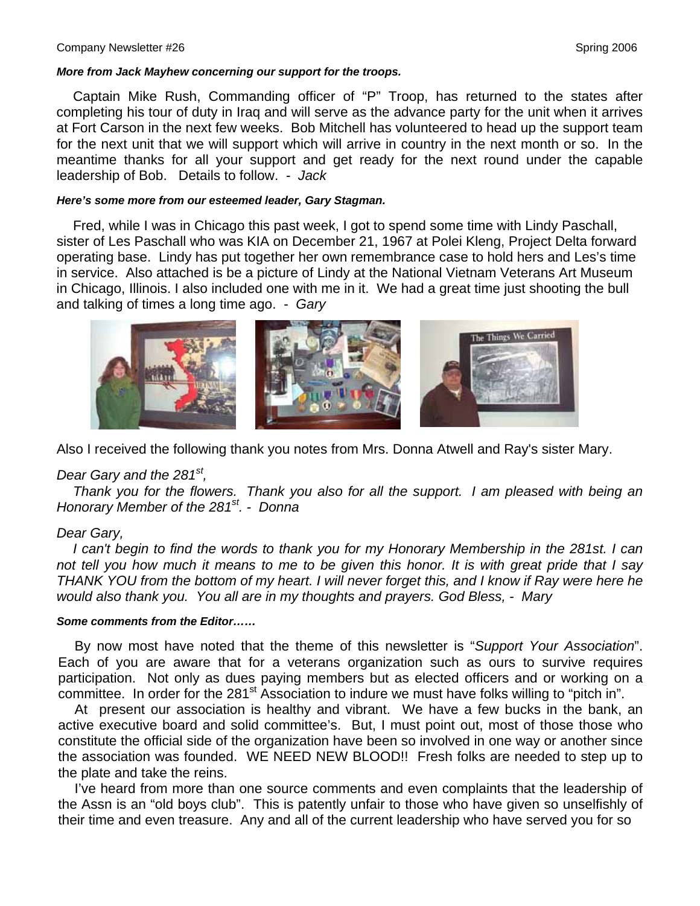***More from Jack Mayhew concerning our support for the troops.***

Captain Mike Rush, Commanding officer of "P" Troop, has returned to the states after completing his tour of duty in Iraq and will serve as the advance party for the unit when it arrives at Fort Carson in the next few weeks. Bob Mitchell has volunteered to head up the support team for the next unit that we will support which will arrive in country in the next month or so. In the meantime thanks for all your support and get ready for the next round under the capable leadership of Bob. Details to follow. - *Jack*

***Here's some more from our esteemed leader, Gary Stagman.***

Fred, while I was in Chicago this past week, I got to spend some time with Lindy Paschall, sister of Les Paschall who was KIA on December 21, 1967 at Polei Kleng, Project Delta forward operating base. Lindy has put together her own remembrance case to hold hers and Les's time in service. Also attached is be a picture of Lindy at the National Vietnam Veterans Art Museum in Chicago, Illinois. I also included one with me in it. We had a great time just shooting the bull and talking of times a long time ago. - *Gary*

Also I received the following thank you notes from Mrs. Donna Atwell and Ray's sister Mary.

*Dear Gary and the 281st,*

*Thank you for the flowers. Thank you also for all the support. I am pleased with being an Honorary Member of the 281st. - Donna*

*Dear Gary,*

*I can't begin to find the words to thank you for my Honorary Membership in the 281st. I can not tell you how much it means to me to be given this honor. It is with great pride that I say THANK YOU from the bottom of my heart. I will never forget this, and I know if Ray were here he would also thank you. You all are in my thoughts and prayers. God Bless, - Mary*

***Some comments from the Editor……***

By now most have noted that the theme of this newsletter is "*Support Your Association*". Each of you are aware that for a veterans organization such as ours to survive requires participation. Not only as dues paying members but as elected officers and or working on a committee. In order for the 281st Association to indure we must have folks willing to "pitch in".

At present our association is healthy and vibrant. We have a few bucks in the bank, an active executive board and solid committee's. But, I must point out, most of those those who constitute the official side of the organization have been so involved in one way or another since the association was founded. WE NEED NEW BLOOD!! Fresh folks are needed to step up to the plate and take the reins.

I've heard from more than one source comments and even complaints that the leadership of the Assn is an "old boys club". This is patently unfair to those who have given so unselfishly of their time and even treasure. Any and all of the current leadership who have served you for so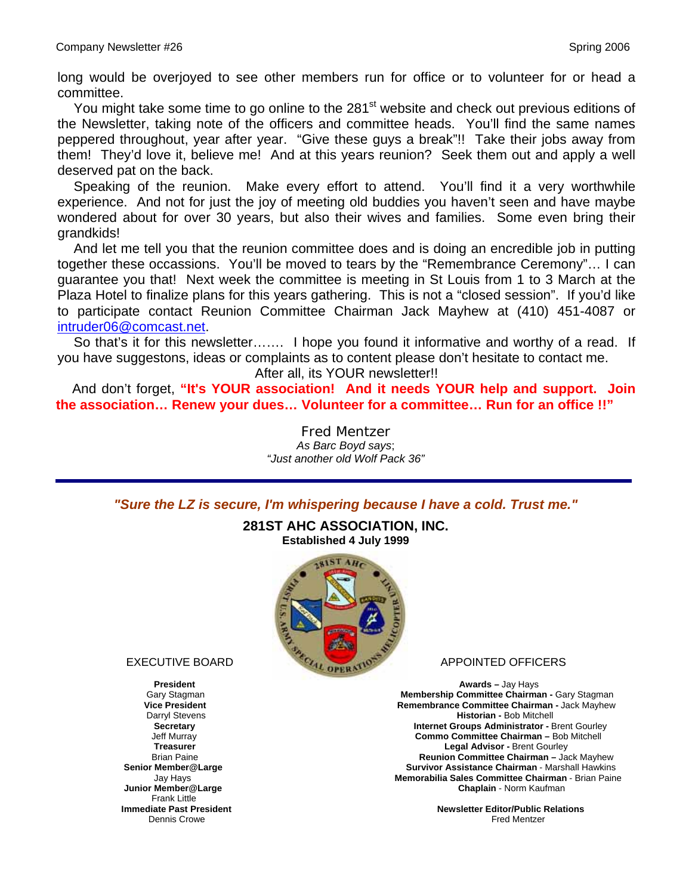long would be overjoyed to see other members run for office or to volunteer for or head a committee.

You might take some time to go online to the 281st website and check out previous editions of the Newsletter, taking note of the officers and committee heads. You'll find the same names peppered throughout, year after year. "Give these guys a break"!! Take their jobs away from them! They'd love it, believe me! And at this years reunion? Seek them out and apply a well deserved pat on the back.

Speaking of the reunion. Make every effort to attend. You'll find it a very worthwhile experience. And not for just the joy of meeting old buddies you haven't seen and have maybe wondered about for over 30 years, but also their wives and families. Some even bring their grandkids!

And let me tell you that the reunion committee does and is doing an encredible job in putting together these occassions. You'll be moved to tears by the "Remembrance Ceremony"… I can guarantee you that! Next week the committee is meeting in St Louis from 1 to 3 March at the Plaza Hotel to finalize plans for this years gathering. This is not a "closed session". If you'd like to participate contact Reunion Committee Chairman Jack Mayhew at (410) 451-4087 or intruder06@comcast.net.

So that's it for this newsletter……. I hope you found it informative and worthy of a read. If you have suggestons, ideas or complaints as to content please don't hesitate to contact me.

After all, its YOUR newsletter!!

And don't forget, **"It's YOUR association! And it needs YOUR help and support. Join the association… Renew your dues… Volunteer for a committee… Run for an office !!"**

Fred Mentzer
*As Barc Boyd says*;
*"Just another old Wolf Pack 36"*

---

***"Sure the LZ is secure, I'm whispering because I have a cold. Trust me."***

## 281ST AHC ASSOCIATION, INC.

**Established 4 July 1999**

281ST AHC — FIRST U.S. ARMY SPECIAL OPERATIONS HELICOPTER UNIT

### EXECUTIVE BOARD

**President**
Gary Stagman
**Vice President**
Darryl Stevens
**Secretary**
Jeff Murray
**Treasurer**
Brian Paine
**Senior Member@Large**
Jay Hays
**Junior Member@Large**
Frank Little
**Immediate Past President**
Dennis Crowe

### APPOINTED OFFICERS

**Awards –** Jay Hays
**Membership Committee Chairman -** Gary Stagman
**Remembrance Committee Chairman -** Jack Mayhew
**Historian -** Bob Mitchell
**Internet Groups Administrator -** Brent Gourley
**Commo Committee Chairman –** Bob Mitchell
**Legal Advisor -** Brent Gourley
**Reunion Committee Chairman –** Jack Mayhew
**Survivor Assistance Chairman** - Marshall Hawkins
**Memorabilia Sales Committee Chairman** - Brian Paine
**Chaplain** - Norm Kaufman

**Newsletter Editor/Public Relations**
Fred Mentzer